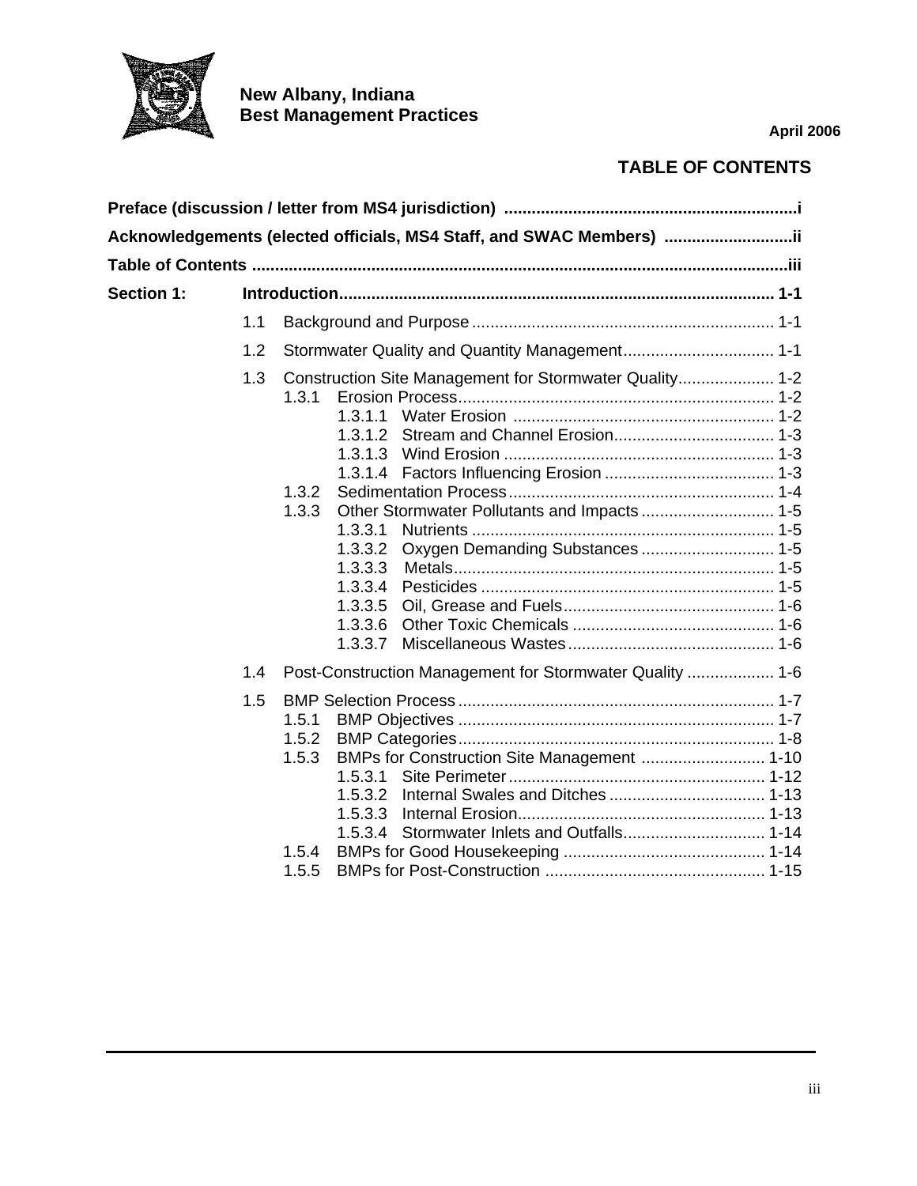**New Albany, Indiana**
**Best Management Practices**

**April 2006**

# TABLE OF CONTENTS

**Preface (discussion / letter from MS4 jurisdiction)** ........ i

**Acknowledgements (elected officials, MS4 Staff, and SWAC Members)** ........ ii

**Table of Contents** ........ iii

**Section 1: Introduction** ........ 1-1

- 1.1 Background and Purpose ........ 1-1
- 1.2 Stormwater Quality and Quantity Management ........ 1-1
- 1.3 Construction Site Management for Stormwater Quality ........ 1-2
  - 1.3.1 Erosion Process ........ 1-2
    - 1.3.1.1 Water Erosion ........ 1-2
    - 1.3.1.2 Stream and Channel Erosion ........ 1-3
    - 1.3.1.3 Wind Erosion ........ 1-3
    - 1.3.1.4 Factors Influencing Erosion ........ 1-3
  - 1.3.2 Sedimentation Process ........ 1-4
  - 1.3.3 Other Stormwater Pollutants and Impacts ........ 1-5
    - 1.3.3.1 Nutrients ........ 1-5
    - 1.3.3.2 Oxygen Demanding Substances ........ 1-5
    - 1.3.3.3 Metals ........ 1-5
    - 1.3.3.4 Pesticides ........ 1-5
    - 1.3.3.5 Oil, Grease and Fuels ........ 1-6
    - 1.3.3.6 Other Toxic Chemicals ........ 1-6
    - 1.3.3.7 Miscellaneous Wastes ........ 1-6
- 1.4 Post-Construction Management for Stormwater Quality ........ 1-6
- 1.5 BMP Selection Process ........ 1-7
  - 1.5.1 BMP Objectives ........ 1-7
  - 1.5.2 BMP Categories ........ 1-8
  - 1.5.3 BMPs for Construction Site Management ........ 1-10
    - 1.5.3.1 Site Perimeter ........ 1-12
    - 1.5.3.2 Internal Swales and Ditches ........ 1-13
    - 1.5.3.3 Internal Erosion ........ 1-13
    - 1.5.3.4 Stormwater Inlets and Outfalls ........ 1-14
  - 1.5.4 BMPs for Good Housekeeping ........ 1-14
  - 1.5.5 BMPs for Post-Construction ........ 1-15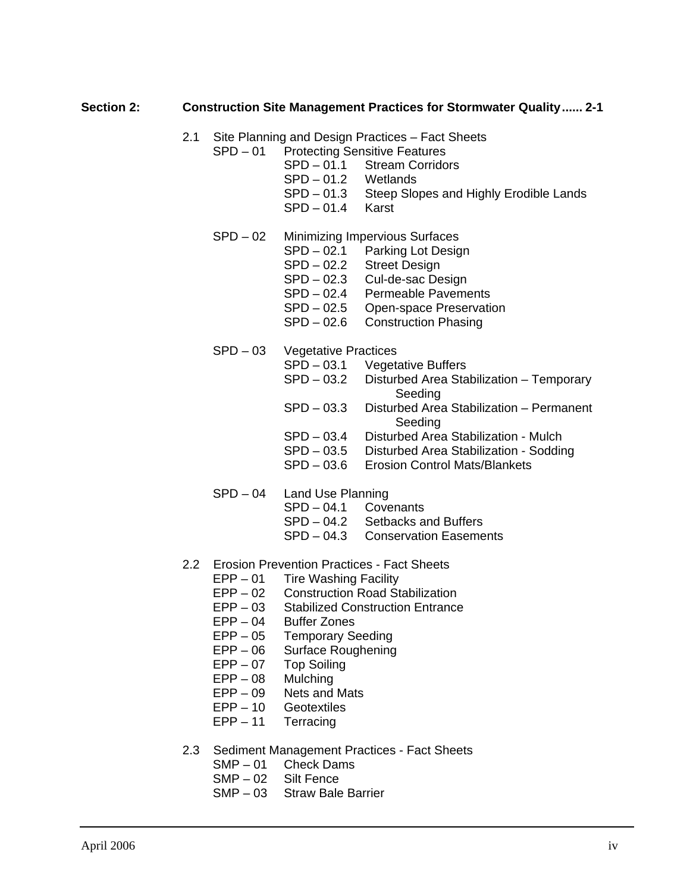**Section 2: Construction Site Management Practices for Stormwater Quality...... 2-1**

2.1 Site Planning and Design Practices – Fact Sheets

- SPD – 01 Protecting Sensitive Features
  - SPD – 01.1 Stream Corridors
  - SPD – 01.2 Wetlands
  - SPD – 01.3 Steep Slopes and Highly Erodible Lands
  - SPD – 01.4 Karst
- SPD – 02 Minimizing Impervious Surfaces
  - SPD – 02.1 Parking Lot Design
  - SPD – 02.2 Street Design
  - SPD – 02.3 Cul-de-sac Design
  - SPD – 02.4 Permeable Pavements
  - SPD – 02.5 Open-space Preservation
  - SPD – 02.6 Construction Phasing
- SPD – 03 Vegetative Practices
  - SPD – 03.1 Vegetative Buffers
  - SPD – 03.2 Disturbed Area Stabilization – Temporary Seeding
  - SPD – 03.3 Disturbed Area Stabilization – Permanent Seeding
  - SPD – 03.4 Disturbed Area Stabilization - Mulch
  - SPD – 03.5 Disturbed Area Stabilization - Sodding
  - SPD – 03.6 Erosion Control Mats/Blankets
- SPD – 04 Land Use Planning
  - SPD – 04.1 Covenants
  - SPD – 04.2 Setbacks and Buffers
  - SPD – 04.3 Conservation Easements

2.2 Erosion Prevention Practices - Fact Sheets

- EPP – 01 Tire Washing Facility
- EPP – 02 Construction Road Stabilization
- EPP – 03 Stabilized Construction Entrance
- EPP – 04 Buffer Zones
- EPP – 05 Temporary Seeding
- EPP – 06 Surface Roughening
- EPP – 07 Top Soiling
- EPP – 08 Mulching
- EPP – 09 Nets and Mats
- EPP – 10 Geotextiles
- EPP – 11 Terracing

2.3 Sediment Management Practices - Fact Sheets

- SMP – 01 Check Dams
- SMP – 02 Silt Fence
- SMP – 03 Straw Bale Barrier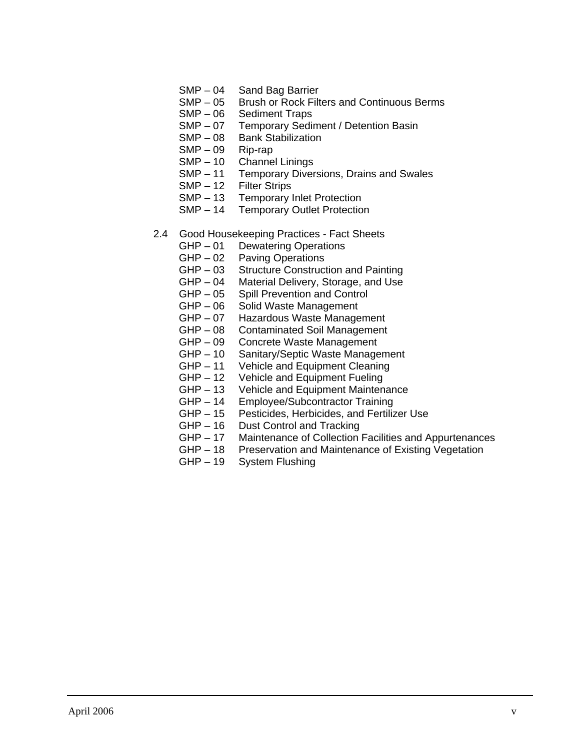SMP – 04  Sand Bag Barrier
SMP – 05  Brush or Rock Filters and Continuous Berms
SMP – 06  Sediment Traps
SMP – 07  Temporary Sediment / Detention Basin
SMP – 08  Bank Stabilization
SMP – 09  Rip-rap
SMP – 10  Channel Linings
SMP – 11  Temporary Diversions, Drains and Swales
SMP – 12  Filter Strips
SMP – 13  Temporary Inlet Protection
SMP – 14  Temporary Outlet Protection

2.4 Good Housekeeping Practices - Fact Sheets
GHP – 01  Dewatering Operations
GHP – 02  Paving Operations
GHP – 03  Structure Construction and Painting
GHP – 04  Material Delivery, Storage, and Use
GHP – 05  Spill Prevention and Control
GHP – 06  Solid Waste Management
GHP – 07  Hazardous Waste Management
GHP – 08  Contaminated Soil Management
GHP – 09  Concrete Waste Management
GHP – 10  Sanitary/Septic Waste Management
GHP – 11  Vehicle and Equipment Cleaning
GHP – 12  Vehicle and Equipment Fueling
GHP – 13  Vehicle and Equipment Maintenance
GHP – 14  Employee/Subcontractor Training
GHP – 15  Pesticides, Herbicides, and Fertilizer Use
GHP – 16  Dust Control and Tracking
GHP – 17  Maintenance of Collection Facilities and Appurtenances
GHP – 18  Preservation and Maintenance of Existing Vegetation
GHP – 19  System Flushing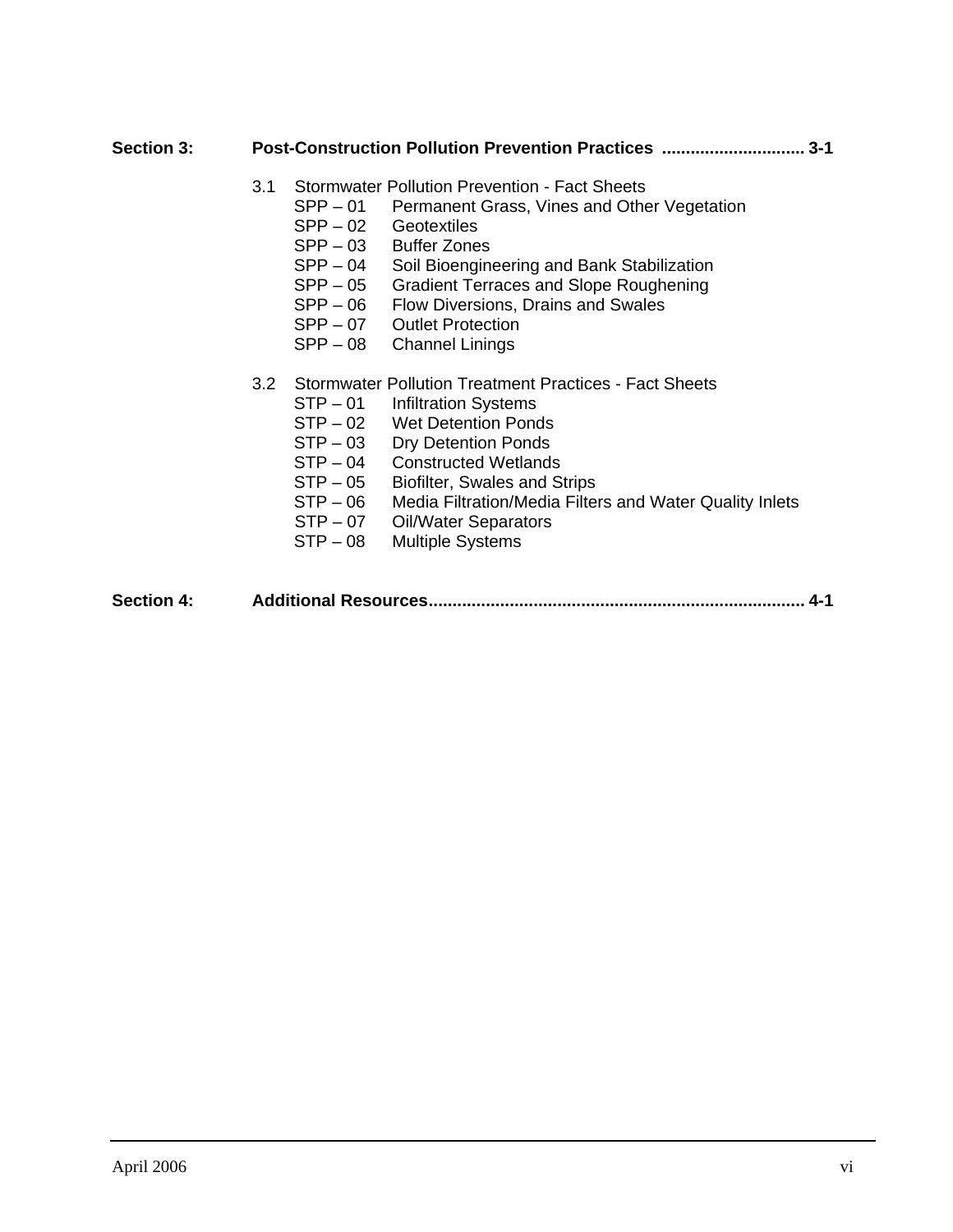**Section 3: Post-Construction Pollution Prevention Practices ............................. 3-1**

3.1 Stormwater Pollution Prevention - Fact Sheets

- SPP – 01 Permanent Grass, Vines and Other Vegetation
- SPP – 02 Geotextiles
- SPP – 03 Buffer Zones
- SPP – 04 Soil Bioengineering and Bank Stabilization
- SPP – 05 Gradient Terraces and Slope Roughening
- SPP – 06 Flow Diversions, Drains and Swales
- SPP – 07 Outlet Protection
- SPP – 08 Channel Linings

3.2 Stormwater Pollution Treatment Practices - Fact Sheets

- STP – 01 Infiltration Systems
- STP – 02 Wet Detention Ponds
- STP – 03 Dry Detention Ponds
- STP – 04 Constructed Wetlands
- STP – 05 Biofilter, Swales and Strips
- STP – 06 Media Filtration/Media Filters and Water Quality Inlets
- STP – 07 Oil/Water Separators
- STP – 08 Multiple Systems

**Section 4: Additional Resources.............................................................................. 4-1**